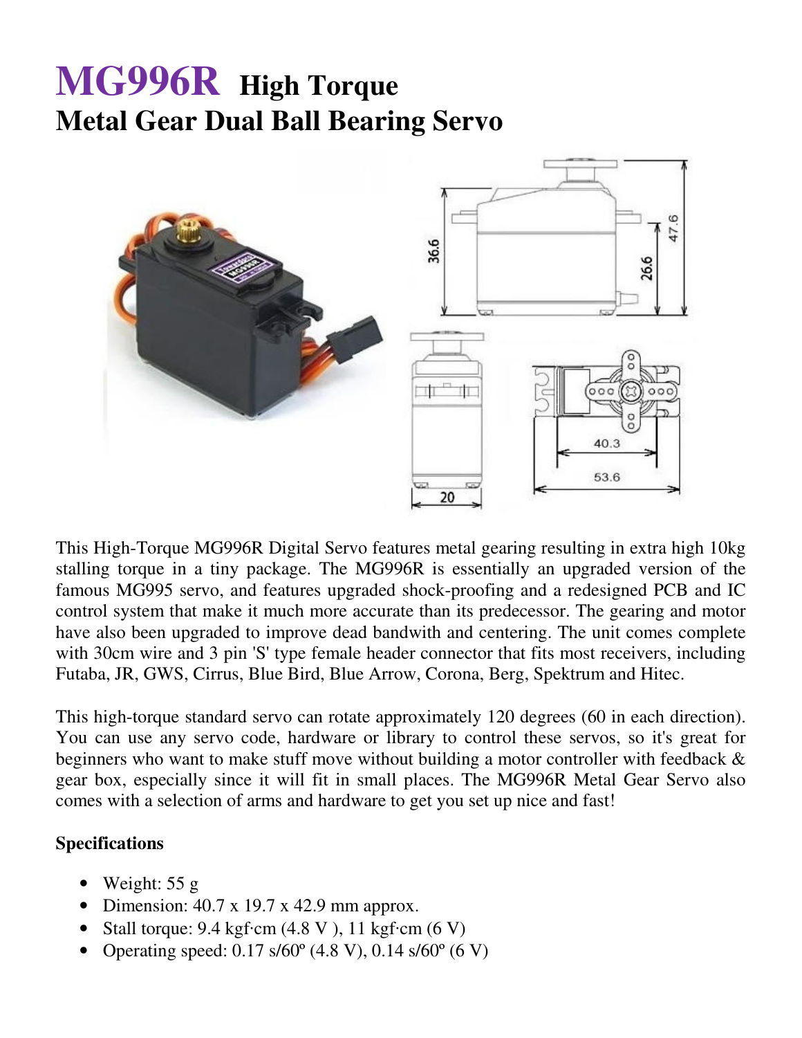# MG996R High Torque Metal Gear Dual Ball Bearing Servo

This High-Torque MG996R Digital Servo features metal gearing resulting in extra high 10kg stalling torque in a tiny package. The MG996R is essentially an upgraded version of the famous MG995 servo, and features upgraded shock-proofing and a redesigned PCB and IC control system that make it much more accurate than its predecessor. The gearing and motor have also been upgraded to improve dead bandwith and centering. The unit comes complete with 30cm wire and 3 pin 'S' type female header connector that fits most receivers, including Futaba, JR, GWS, Cirrus, Blue Bird, Blue Arrow, Corona, Berg, Spektrum and Hitec.

This high-torque standard servo can rotate approximately 120 degrees (60 in each direction). You can use any servo code, hardware or library to control these servos, so it's great for beginners who want to make stuff move without building a motor controller with feedback & gear box, especially since it will fit in small places. The MG996R Metal Gear Servo also comes with a selection of arms and hardware to get you set up nice and fast!

**Specifications**

- Weight: 55 g
- Dimension: 40.7 x 19.7 x 42.9 mm approx.
- Stall torque: 9.4 kgf·cm (4.8 V ), 11 kgf·cm (6 V)
- Operating speed: 0.17 s/60º (4.8 V), 0.14 s/60º (6 V)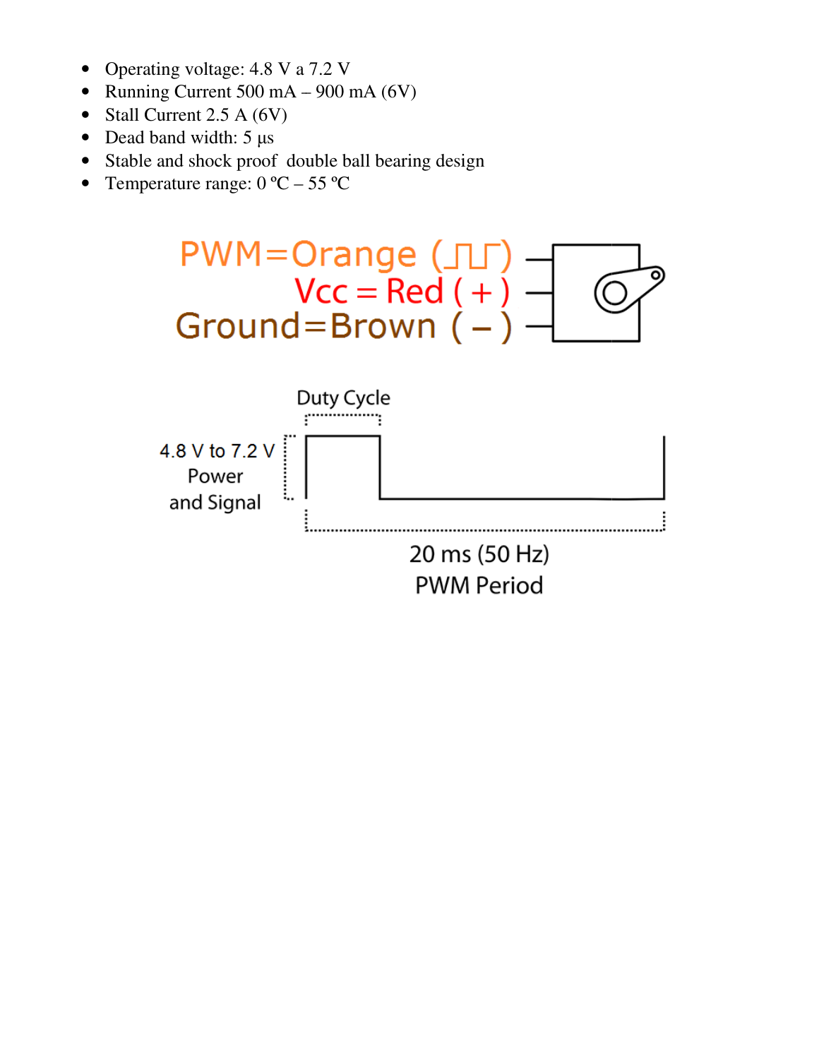- Operating voltage: 4.8 V a 7.2 V
- Running Current 500 mA – 900 mA (6V)
- Stall Current 2.5 A (6V)
- Dead band width: 5 µs
- Stable and shock proof  double ball bearing design
- Temperature range: 0 ºC – 55 ºC

PWM=Orange

Vcc = Red ( + )

Ground=Brown ( – )

Duty Cycle

4.8 V to 7.2 V
Power
and Signal

20 ms (50 Hz)
PWM Period